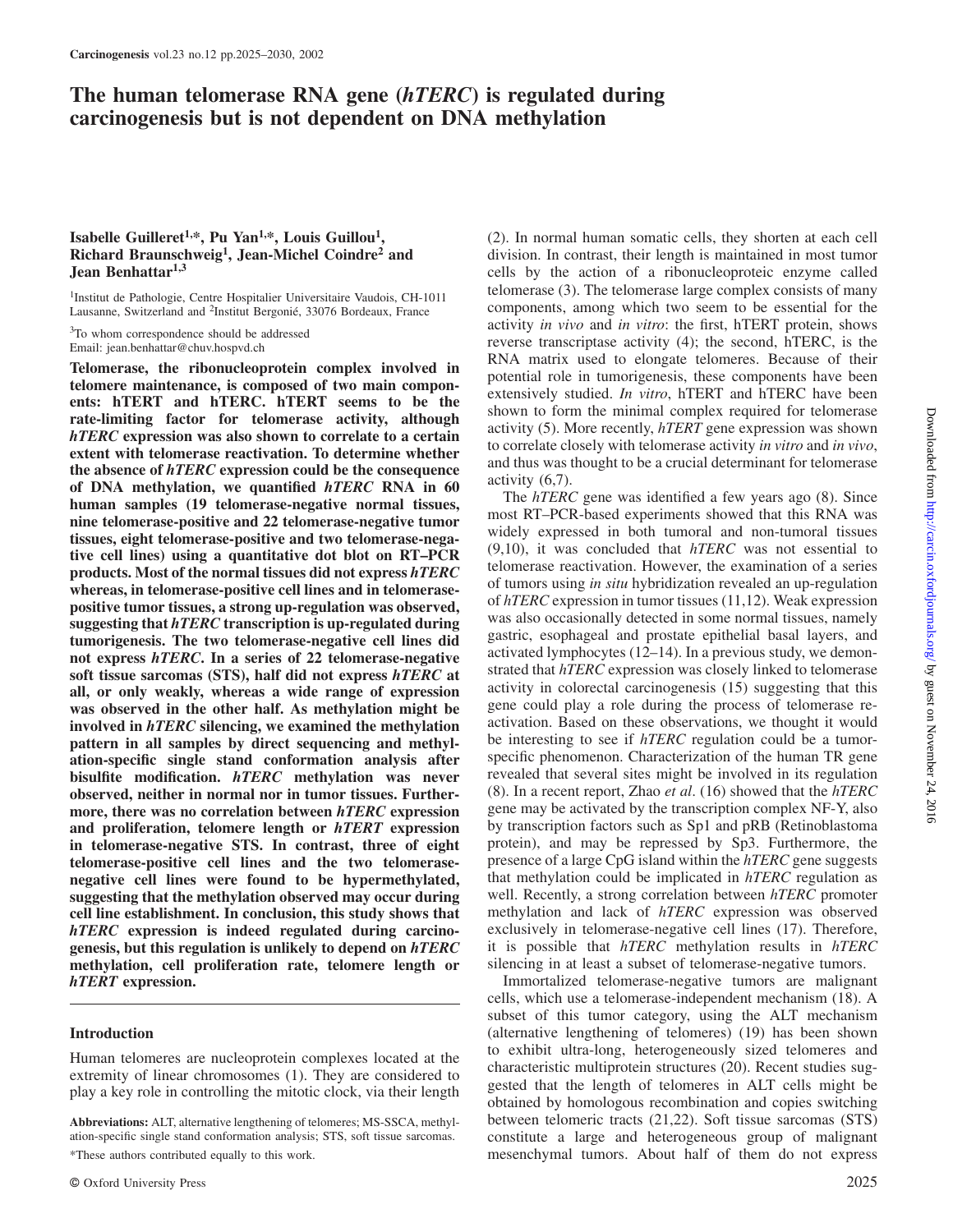# The human telomerase RNA gene (*hTERC*) is regulated during carcinogenesis but is not dependent on DNA methylation

**Isabelle Guilleret[1,*], Pu Yan[1,*], Louis Guillou[1], Richard Braunschweig[1], Jean-Michel Coindre[2] and Jean Benhattar[1,3]**

[1]Institut de Pathologie, Centre Hospitalier Universitaire Vaudois, CH-1011 Lausanne, Switzerland and [2]Institut Bergonié, 33076 Bordeaux, France

[3]To whom correspondence should be addressed
Email: jean.benhattar@chuv.hospvd.ch

**Telomerase, the ribonucleoprotein complex involved in telomere maintenance, is composed of two main components: hTERT and hTERC. hTERT seems to be the rate-limiting factor for telomerase activity, although *hTERC* expression was also shown to correlate to a certain extent with telomerase reactivation. To determine whether the absence of *hTERC* expression could be the consequence of DNA methylation, we quantified *hTERC* RNA in 60 human samples (19 telomerase-negative normal tissues, nine telomerase-positive and 22 telomerase-negative tumor tissues, eight telomerase-positive and two telomerase-negative cell lines) using a quantitative dot blot on RT–PCR products. Most of the normal tissues did not express *hTERC* whereas, in telomerase-positive cell lines and in telomerase-positive tumor tissues, a strong up-regulation was observed, suggesting that *hTERC* transcription is up-regulated during tumorigenesis. The two telomerase-negative cell lines did not express *hTERC*. In a series of 22 telomerase-negative soft tissue sarcomas (STS), half did not express *hTERC* at all, or only weakly, whereas a wide range of expression was observed in the other half. As methylation might be involved in *hTERC* silencing, we examined the methylation pattern in all samples by direct sequencing and methylation-specific single stand conformation analysis after bisulfite modification. *hTERC* methylation was never observed, neither in normal nor in tumor tissues. Furthermore, there was no correlation between *hTERC* expression and proliferation, telomere length or *hTERT* expression in telomerase-negative STS. In contrast, three of eight telomerase-positive cell lines and the two telomerase-negative cell lines were found to be hypermethylated, suggesting that the methylation observed may occur during cell line establishment. In conclusion, this study shows that *hTERC* expression is indeed regulated during carcinogenesis, but this regulation is unlikely to depend on *hTERC* methylation, cell proliferation rate, telomere length or *hTERT* expression.**

## Introduction

Human telomeres are nucleoprotein complexes located at the extremity of linear chromosomes (1). They are considered to play a key role in controlling the mitotic clock, via their length (2). In normal human somatic cells, they shorten at each cell division. In contrast, their length is maintained in most tumor cells by the action of a ribonucleoproteic enzyme called telomerase (3). The telomerase large complex consists of many components, among which two seem to be essential for the activity *in vivo* and *in vitro*: the first, hTERT protein, shows reverse transcriptase activity (4); the second, hTERC, is the RNA matrix used to elongate telomeres. Because of their potential role in tumorigenesis, these components have been extensively studied. *In vitro*, hTERT and hTERC have been shown to form the minimal complex required for telomerase activity (5). More recently, *hTERT* gene expression was shown to correlate closely with telomerase activity *in vitro* and *in vivo*, and thus was thought to be a crucial determinant for telomerase activity (6,7).

The *hTERC* gene was identified a few years ago (8). Since most RT–PCR-based experiments showed that this RNA was widely expressed in both tumoral and non-tumoral tissues (9,10), it was concluded that *hTERC* was not essential to telomerase reactivation. However, the examination of a series of tumors using *in situ* hybridization revealed an up-regulation of *hTERC* expression in tumor tissues (11,12). Weak expression was also occasionally detected in some normal tissues, namely gastric, esophageal and prostate epithelial basal layers, and activated lymphocytes (12–14). In a previous study, we demonstrated that *hTERC* expression was closely linked to telomerase activity in colorectal carcinogenesis (15) suggesting that this gene could play a role during the process of telomerase reactivation. Based on these observations, we thought it would be interesting to see if *hTERC* regulation could be a tumor-specific phenomenon. Characterization of the human TR gene revealed that several sites might be involved in its regulation (8). In a recent report, Zhao *et al*. (16) showed that the *hTERC* gene may be activated by the transcription complex NF-Y, also by transcription factors such as Sp1 and pRB (Retinoblastoma protein), and may be repressed by Sp3. Furthermore, the presence of a large CpG island within the *hTERC* gene suggests that methylation could be implicated in *hTERC* regulation as well. Recently, a strong correlation between *hTERC* promoter methylation and lack of *hTERC* expression was observed exclusively in telomerase-negative cell lines (17). Therefore, it is possible that *hTERC* methylation results in *hTERC* silencing in at least a subset of telomerase-negative tumors.

Immortalized telomerase-negative tumors are malignant cells, which use a telomerase-independent mechanism (18). A subset of this tumor category, using the ALT mechanism (alternative lengthening of telomeres) (19) has been shown to exhibit ultra-long, heterogeneously sized telomeres and characteristic multiprotein structures (20). Recent studies suggested that the length of telomeres in ALT cells might be obtained by homologous recombination and copies switching between telomeric tracts (21,22). Soft tissue sarcomas (STS) constitute a large and heterogeneous group of malignant mesenchymal tumors. About half of them do not express

**Abbreviations:** ALT, alternative lengthening of telomeres; MS-SSCA, methylation-specific single stand conformation analysis; STS, soft tissue sarcomas.

*These authors contributed equally to this work.

© Oxford University Press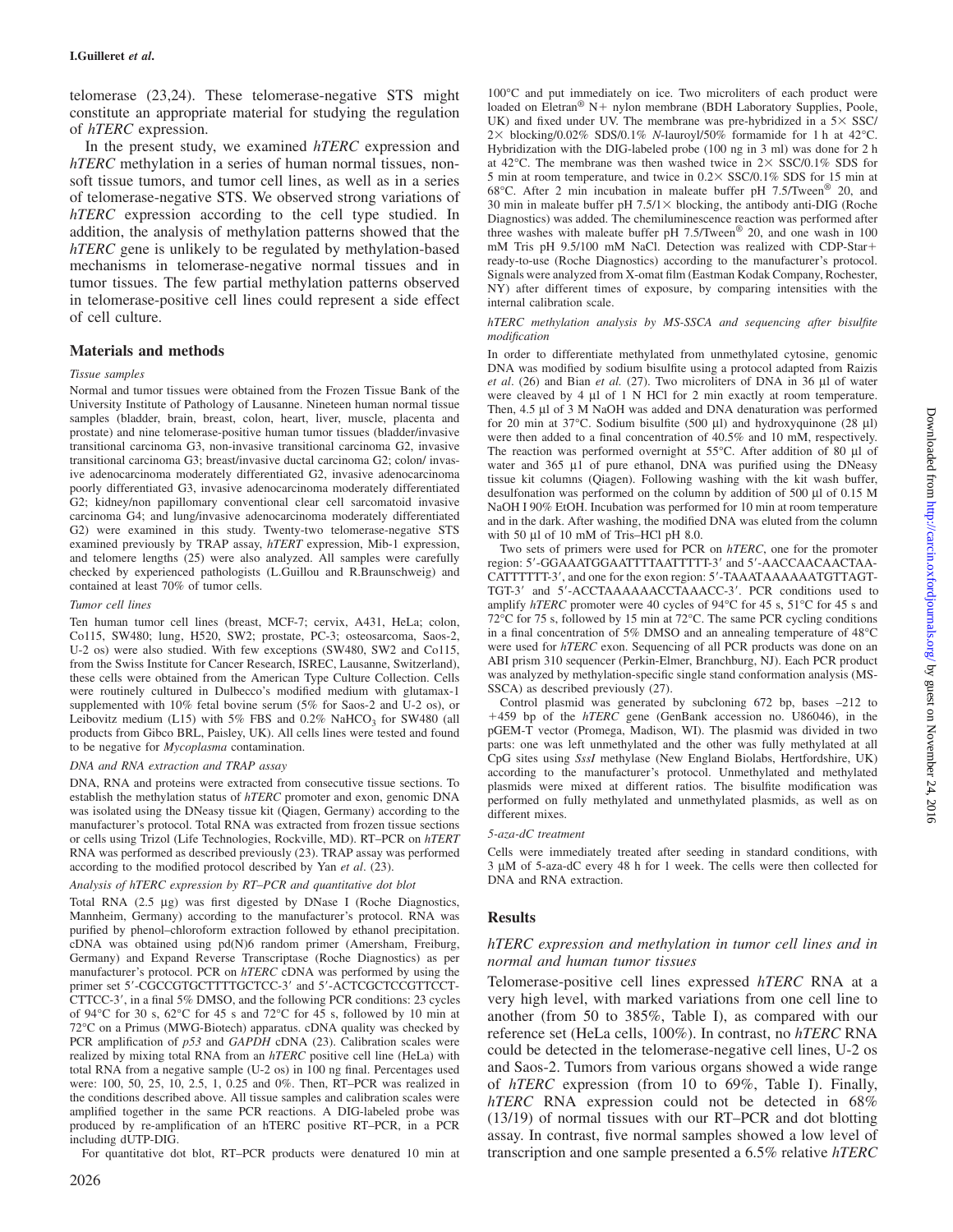telomerase (23,24). These telomerase-negative STS might constitute an appropriate material for studying the regulation of *hTERC* expression.

In the present study, we examined *hTERC* expression and *hTERC* methylation in a series of human normal tissues, non-soft tissue tumors, and tumor cell lines, as well as in a series of telomerase-negative STS. We observed strong variations of *hTERC* expression according to the cell type studied. In addition, the analysis of methylation patterns showed that the *hTERC* gene is unlikely to be regulated by methylation-based mechanisms in telomerase-negative normal tissues and in tumor tissues. The few partial methylation patterns observed in telomerase-positive cell lines could represent a side effect of cell culture.

## Materials and methods

*Tissue samples*

Normal and tumor tissues were obtained from the Frozen Tissue Bank of the University Institute of Pathology of Lausanne. Nineteen human normal tissue samples (bladder, brain, breast, colon, heart, liver, muscle, placenta and prostate) and nine telomerase-positive human tumor tissues (bladder/invasive transitional carcinoma G3, non-invasive transitional carcinoma G2, invasive transitional carcinoma G3; breast/invasive ductal carcinoma G2; colon/ invasive adenocarcinoma moderately differentiated G2, invasive adenocarcinoma poorly differentiated G3, invasive adenocarcinoma moderately differentiated G2; kidney/non papillomary conventional clear cell sarcomatoid invasive carcinoma G4; and lung/invasive adenocarcinoma moderately differentiated G2) were examined in this study. Twenty-two telomerase-negative STS examined previously by TRAP assay, *hTERT* expression, Mib-1 expression, and telomere lengths (25) were also analyzed. All samples were carefully checked by experienced pathologists (L.Guillou and R.Braunschweig) and contained at least 70% of tumor cells.

*Tumor cell lines*

Ten human tumor cell lines (breast, MCF-7; cervix, A431, HeLa; colon, Co115, SW480; lung, H520, SW2; prostate, PC-3; osteosarcoma, Saos-2, U-2 os) were also studied. With few exceptions (SW480, SW2 and Co115, from the Swiss Institute for Cancer Research, ISREC, Lausanne, Switzerland), these cells were obtained from the American Type Culture Collection. Cells were routinely cultured in Dulbecco's modified medium with glutamax-1 supplemented with 10% fetal bovine serum (5% for Saos-2 and U-2 os), or Leibovitz medium (L15) with 5% FBS and 0.2% $NaHCO_3$ for SW480 (all products from Gibco BRL, Paisley, UK). All cells lines were tested and found to be negative for *Mycoplasma* contamination.

*DNA and RNA extraction and TRAP assay*

DNA, RNA and proteins were extracted from consecutive tissue sections. To establish the methylation status of *hTERC* promoter and exon, genomic DNA was isolated using the DNeasy tissue kit (Qiagen, Germany) according to the manufacturer's protocol. Total RNA was extracted from frozen tissue sections or cells using Trizol (Life Technologies, Rockville, MD). RT–PCR on *hTERT* RNA was performed as described previously (23). TRAP assay was performed according to the modified protocol described by Yan *et al*. (23).

*Analysis of hTERC expression by RT–PCR and quantitative dot blot*

Total RNA (2.5 µg) was first digested by DNase I (Roche Diagnostics, Mannheim, Germany) according to the manufacturer's protocol. RNA was purified by phenol–chloroform extraction followed by ethanol precipitation. cDNA was obtained using pd(N)6 random primer (Amersham, Freiburg, Germany) and Expand Reverse Transcriptase (Roche Diagnostics) as per manufacturer's protocol. PCR on *hTERC* cDNA was performed by using the primer set 5′-CGCCGTGCTTTTGCTCC-3′ and 5′-ACTCGCTCCGTTCCT-CTTCC-3′, in a final 5% DMSO, and the following PCR conditions: 23 cycles of 94°C for 30 s, 62°C for 45 s and 72°C for 45 s, followed by 10 min at 72°C on a Primus (MWG-Biotech) apparatus. cDNA quality was checked by PCR amplification of *p53* and *GAPDH* cDNA (23). Calibration scales were realized by mixing total RNA from an *hTERC* positive cell line (HeLa) with total RNA from a negative sample (U-2 os) in 100 ng final. Percentages used were: 100, 50, 25, 10, 2.5, 1, 0.25 and 0%. Then, RT–PCR was realized in the conditions described above. All tissue samples and calibration scales were amplified together in the same PCR reactions. A DIG-labeled probe was produced by re-amplification of an hTERC positive RT–PCR, in a PCR including dUTP-DIG.

For quantitative dot blot, RT–PCR products were denatured 10 min at 100°C and put immediately on ice. Two microliters of each product were loaded on Eletran® N+ nylon membrane (BDH Laboratory Supplies, Poole, UK) and fixed under UV. The membrane was pre-hybridized in a 5× SSC/ 2× blocking/0.02% SDS/0.1% *N*-lauroyl/50% formamide for 1 h at 42°C. Hybridization with the DIG-labeled probe (100 ng in 3 ml) was done for 2 h at 42°C. The membrane was then washed twice in 2× SSC/0.1% SDS for 5 min at room temperature, and twice in 0.2× SSC/0.1% SDS for 15 min at 68°C. After 2 min incubation in maleate buffer pH 7.5/Tween® 20, and 30 min in maleate buffer pH 7.5/1× blocking, the antibody anti-DIG (Roche Diagnostics) was added. The chemiluminescence reaction was performed after three washes with maleate buffer pH 7.5/Tween® 20, and one wash in 100 mM Tris pH 9.5/100 mM NaCl. Detection was realized with CDP-Star+ ready-to-use (Roche Diagnostics) according to the manufacturer's protocol. Signals were analyzed from X-omat film (Eastman Kodak Company, Rochester, NY) after different times of exposure, by comparing intensities with the internal calibration scale.

*hTERC methylation analysis by MS-SSCA and sequencing after bisulfite modification*

In order to differentiate methylated from unmethylated cytosine, genomic DNA was modified by sodium bisulfite using a protocol adapted from Raizis *et al*. (26) and Bian *et al.* (27). Two microliters of DNA in 36 µl of water were cleaved by 4 µl of 1 N HCl for 2 min exactly at room temperature. Then, 4.5 µl of 3 M NaOH was added and DNA denaturation was performed for 20 min at 37°C. Sodium bisulfite (500 µl) and hydroxyquinone (28 µl) were then added to a final concentration of 40.5% and 10 mM, respectively. The reaction was performed overnight at 55°C. After addition of 80 µl of water and 365 µ1 of pure ethanol, DNA was purified using the DNeasy tissue kit columns (Qiagen). Following washing with the kit wash buffer, desulfonation was performed on the column by addition of 500 µl of 0.15 M NaOH I 90% EtOH. Incubation was performed for 10 min at room temperature and in the dark. After washing, the modified DNA was eluted from the column with 50 µl of 10 mM of Tris–HCl pH 8.0.

Two sets of primers were used for PCR on *hTERC*, one for the promoter region: 5′-GGAAATGGAATTTTAATTTTT-3′ and 5′-AACCAACAACTAA-CATTTTTT-3′, and one for the exon region: 5′-TAAATAAAAAATGTTAGT-TGT-3′ and 5′-ACCTAAAAAACCTAAACC-3′. PCR conditions used to amplify *hTERC* promoter were 40 cycles of 94°C for 45 s, 51°C for 45 s and 72°C for 75 s, followed by 15 min at 72°C. The same PCR cycling conditions in a final concentration of 5% DMSO and an annealing temperature of 48°C were used for *hTERC* exon. Sequencing of all PCR products was done on an ABI prism 310 sequencer (Perkin-Elmer, Branchburg, NJ). Each PCR product was analyzed by methylation-specific single stand conformation analysis (MS-SSCA) as described previously (27).

Control plasmid was generated by subcloning 672 bp, bases –212 to +459 bp of the *hTERC* gene (GenBank accession no. U86046), in the pGEM-T vector (Promega, Madison, WI). The plasmid was divided in two parts: one was left unmethylated and the other was fully methylated at all CpG sites using *SssI* methylase (New England Biolabs, Hertfordshire, UK) according to the manufacturer's protocol. Unmethylated and methylated plasmids were mixed at different ratios. The bisulfite modification was performed on fully methylated and unmethylated plasmids, as well as on different mixes.

*5-aza-dC treatment*

Cells were immediately treated after seeding in standard conditions, with 3 µM of 5-aza-dC every 48 h for 1 week. The cells were then collected for DNA and RNA extraction.

## Results

### *hTERC expression and methylation in tumor cell lines and in normal and human tumor tissues*

Telomerase-positive cell lines expressed *hTERC* RNA at a very high level, with marked variations from one cell line to another (from 50 to 385%, Table I), as compared with our reference set (HeLa cells, 100%). In contrast, no *hTERC* RNA could be detected in the telomerase-negative cell lines, U-2 os and Saos-2. Tumors from various organs showed a wide range of *hTERC* expression (from 10 to 69%, Table I). Finally, *hTERC* RNA expression could not be detected in 68% (13/19) of normal tissues with our RT–PCR and dot blotting assay. In contrast, five normal samples showed a low level of transcription and one sample presented a 6.5% relative *hTERC*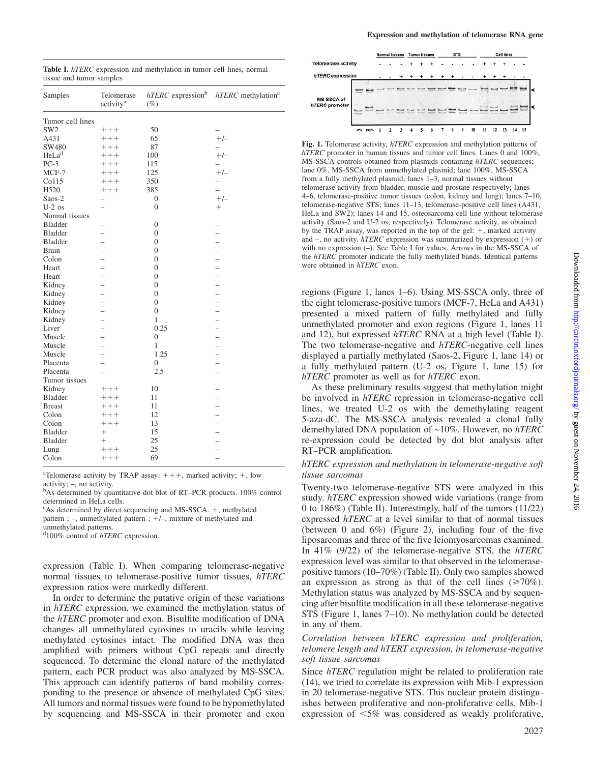**Table I.** *hTERC* expression and methylation in tumor cell lines, normal tissue and tumor samples

| Samples | Telomerase activity[a] | *hTERC* expression[b] (%) | *hTERC* methylation[c] |
|---|---|---|---|
| Tumor cell lines | | | |
| SW2 | +++ | 50 | – |
| A431 | +++ | 65 | +/– |
| SW480 | +++ | 87 | – |
| HeLa[d] | +++ | 100 | +/– |
| PC-3 | +++ | 115 | – |
| MCF-7 | +++ | 125 | +/– |
| Co115 | +++ | 350 | – |
| H520 | +++ | 385 | – |
| Saos-2 | – | 0 | +/– |
| U-2 os | – | 0 | + |
| Normal tissues | | | |
| Bladder | – | 0 | – |
| Bladder | – | 0 | – |
| Bladder | – | 0 | – |
| Brain | – | 0 | – |
| Colon | – | 0 | – |
| Heart | – | 0 | – |
| Heart | – | 0 | – |
| Kidney | – | 0 | – |
| Kidney | – | 0 | – |
| Kidney | – | 0 | – |
| Kidney | – | 0 | – |
| Kidney | – | 1 | – |
| Liver | – | 0.25 | – |
| Muscle | – | 0 | – |
| Muscle | – | 1 | – |
| Muscle | – | 1.25 | – |
| Placenta | – | 0 | – |
| Placenta | – | 2.5 | – |
| Tumor tissues | | | |
| Kidney | +++ | 10 | – |
| Bladder | +++ | 11 | – |
| Breast | +++ | 11 | – |
| Colon | +++ | 12 | – |
| Colon | +++ | 13 | – |
| Bladder | + | 15 | – |
| Bladder | + | 25 | – |
| Lung | +++ | 25 | – |
| Colon | +++ | 69 | – |

[a]Telomerase activity by TRAP assay: +++, marked activity; +, low activity; –, no activity.
[b]As determined by quantitative dot blot of RT–PCR products. 100% control determined in HeLa cells.
[c]As determined by direct sequencing and MS-SSCA. +, methylated pattern ; –, unmethylated pattern ; +/–, mixture of methylated and unmethylated patterns.
[d]100% control of *hTERC* expression.

expression (Table I). When comparing telomerase-negative normal tissues to telomerase-positive tumor tissues, *hTERC* expression ratios were markedly different.

In order to determine the putative origin of these variations in *hTERC* expression, we examined the methylation status of the *hTERC* promoter and exon. Bisulfite modification of DNA changes all unmethylated cytosines to uracils while leaving methylated cytosines intact. The modified DNA was then amplified with primers without CpG repeats and directly sequenced. To determine the clonal nature of the methylated pattern, each PCR product was also analyzed by MS-SSCA. This approach can identify patterns of band mobility corresponding to the presence or absence of methylated CpG sites. All tumors and normal tissues were found to be hypomethylated by sequencing and MS-SSCA in their promoter and exon

Fig. 1. Telomerase activity, *hTERC* expression and methylation patterns of *hTERC* promoter in human tissues and tumor cell lines. Lanes 0 and 100%, MS-SSCA controls obtained from plasmids containing *hTERC* sequences; lane 0%, MS-SSCA from unmethylated plasmid; lane 100%, MS-SSCA from a fully methylated plasmid; lanes 1–3, normal tissues without telomerase activity from bladder, muscle and prostate respectively; lanes 4–6, telomerase-positive tumor tissues (colon, kidney and lung); lanes 7–10, telomerase-negative STS; lanes 11–13, telomerase-positive cell lines (A431, HeLa and SW2); lanes 14 and 15, osteosarcoma cell line without telomerase activity (Saos-2 and U-2 os, respectively). Telomerase activity, as obtained by the TRAP assay, was reported in the top of the gel: +, marked activity and –, no activity. *hTERC* expression was summarized by expression (+) or with no expression (–). See Table I for values. Arrows in the MS-SSCA of the *hTERC* promoter indicate the fully methylated bands. Identical patterns were obtained in *hTERC* exon.

regions (Figure 1, lanes 1–6). Using MS-SSCA only, three of the eight telomerase-positive tumors (MCF-7, HeLa and A431) presented a mixed pattern of fully methylated and fully unmethylated promoter and exon regions (Figure 1, lanes 11 and 12), but expressed *hTERC* RNA at a high level (Table I). The two telomerase-negative and *hTERC*-negative cell lines displayed a partially methylated (Saos-2, Figure 1, lane 14) or a fully methylated pattern (U-2 os, Figure 1, lane 15) for *hTERC* promoter as well as for *hTERC* exon.

As these preliminary results suggest that methylation might be involved in *hTERC* repression in telomerase-negative cell lines, we treated U-2 os with the demethylating reagent 5-aza-dC. The MS-SSCA analysis revealed a clonal fully demethylated DNA population of ~10%. However, no *hTERC* re-expression could be detected by dot blot analysis after RT–PCR amplification.

### *hTERC expression and methylation in telomerase-negative soft tissue sarcomas*

Twenty-two telomerase-negative STS were analyzed in this study. *hTERC* expression showed wide variations (range from 0 to 186%) (Table II). Interestingly, half of the tumors (11/22) expressed *hTERC* at a level similar to that of normal tissues (between 0 and 6%) (Figure 2), including four of the five liposarcomas and three of the five leiomyosarcomas examined. In 41% (9/22) of the telomerase-negative STS, the *hTERC* expression level was similar to that observed in the telomerase-positive tumors (10–70%) (Table II). Only two samples showed an expression as strong as that of the cell lines (⩾70%). Methylation status was analyzed by MS-SSCA and by sequencing after bisulfite modification in all these telomerase-negative STS (Figure 1, lanes 7–10). No methylation could be detected in any of them.

### *Correlation between hTERC expression and proliferation, telomere length and hTERT expression, in telomerase-negative soft tissue sarcomas*

Since *hTERC* regulation might be related to proliferation rate (14), we tried to correlate its expression with Mib-1 expression in 20 telomerase-negative STS. This nuclear protein distinguishes between proliferative and non-proliferative cells. Mib-1 expression of <5% was considered as weakly proliferative,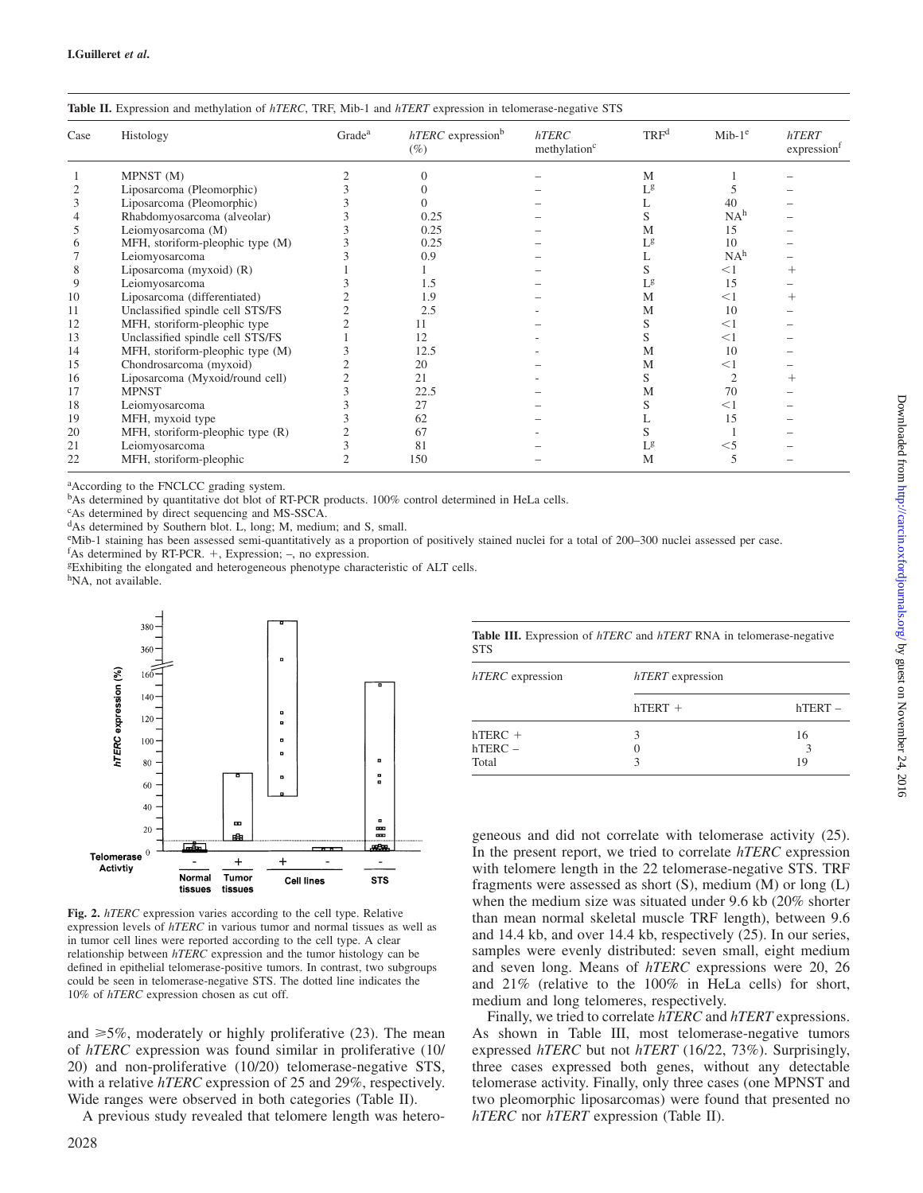**Table II.** Expression and methylation of *hTERC*, TRF, Mib-1 and *hTERT* expression in telomerase-negative STS

| Case | Histology | Grade[a] | *hTERC* expression[b] (%) | *hTERC* methylation[c] | TRF[d] | Mib-1[e] | *hTERT* expression[f] |
|---|---|---|---|---|---|---|---|
| 1 | MPNST (M) | 2 | 0 | – | M | 1 | – |
| 2 | Liposarcoma (Pleomorphic) | 3 | 0 | – | L[g] | 5 | – |
| 3 | Liposarcoma (Pleomorphic) | 3 | 0 | – | L | 40 | – |
| 4 | Rhabdomyosarcoma (alveolar) | 3 | 0.25 | – | S | NA[h] | – |
| 5 | Leiomyosarcoma (M) | 3 | 0.25 | – | M | 15 | – |
| 6 | MFH, storiform-pleophic type (M) | 3 | 0.25 | – | L[g] | 10 | – |
| 7 | Leiomyosarcoma | 3 | 0.9 | – | L | NA[h] | – |
| 8 | Liposarcoma (myxoid) (R) | 1 | 1 | – | S | <1 | + |
| 9 | Leiomyosarcoma | 3 | 1.5 | – | L[g] | 15 | – |
| 10 | Liposarcoma (differentiated) | 2 | 1.9 | – | M | <1 | + |
| 11 | Unclassified spindle cell STS/FS | 2 | 2.5 | - | M | 10 | – |
| 12 | MFH, storiform-pleophic type | 2 | 11 | – | S | <1 | – |
| 13 | Unclassified spindle cell STS/FS | 1 | 12 | - | S | <1 | – |
| 14 | MFH, storiform-pleophic type (M) | 3 | 12.5 | - | M | 10 | – |
| 15 | Chondrosarcoma (myxoid) | 2 | 20 | – | M | <1 | – |
| 16 | Liposarcoma (Myxoid/round cell) | 2 | 21 | - | S | 2 | + |
| 17 | MPNST | 3 | 22.5 | – | M | 70 | – |
| 18 | Leiomyosarcoma | 3 | 27 | – | S | <1 | – |
| 19 | MFH, myxoid type | 3 | 62 | – | L | 15 | – |
| 20 | MFH, storiform-pleophic type (R) | 2 | 67 | - | S | 1 | – |
| 21 | Leiomyosarcoma | 3 | 81 | – | L[g] | <5 | – |
| 22 | MFH, storiform-pleophic | 2 | 150 | – | M | 5 | – |

[a]According to the FNCLCC grading system.
[b]As determined by quantitative dot blot of RT-PCR products. 100% control determined in HeLa cells.
[c]As determined by direct sequencing and MS-SSCA.
[d]As determined by Southern blot. L, long; M, medium; and S, small.
[e]Mib-1 staining has been assessed semi-quantitatively as a proportion of positively stained nuclei for a total of 200–300 nuclei assessed per case.
[f]As determined by RT-PCR. +, Expression; –, no expression.
[g]Exhibiting the elongated and heterogeneous phenotype characteristic of ALT cells.
[h]NA, not available.

**Fig. 2.** *hTERC* expression varies according to the cell type. Relative expression levels of *hTERC* in various tumor and normal tissues as well as in tumor cell lines were reported according to the cell type. A clear relationship between *hTERC* expression and the tumor histology can be defined in epithelial telomerase-positive tumors. In contrast, two subgroups could be seen in telomerase-negative STS. The dotted line indicates the 10% of *hTERC* expression chosen as cut off.

and ≥5%, moderately or highly proliferative (23). The mean of *hTERC* expression was found similar in proliferative (10/20) and non-proliferative (10/20) telomerase-negative STS, with a relative *hTERC* expression of 25 and 29%, respectively. Wide ranges were observed in both categories (Table II).

A previous study revealed that telomere length was heterogeneous and did not correlate with telomerase activity (25). In the present report, we tried to correlate *hTERC* expression with telomere length in the 22 telomerase-negative STS. TRF fragments were assessed as short (S), medium (M) or long (L) when the medium size was situated under 9.6 kb (20% shorter than mean normal skeletal muscle TRF length), between 9.6 and 14.4 kb, and over 14.4 kb, respectively (25). In our series, samples were evenly distributed: seven small, eight medium and seven long. Means of *hTERC* expressions were 20, 26 and 21% (relative to the 100% in HeLa cells) for short, medium and long telomeres, respectively.

Finally, we tried to correlate *hTERC* and *hTERT* expressions. As shown in Table III, most telomerase-negative tumors expressed *hTERC* but not *hTERT* (16/22, 73%). Surprisingly, three cases expressed both genes, without any detectable telomerase activity. Finally, only three cases (one MPNST and two pleomorphic liposarcomas) were found that presented no *hTERC* nor *hTERT* expression (Table II).

**Table III.** Expression of *hTERC* and *hTERT* RNA in telomerase-negative STS

| *hTERC* expression | *hTERT* expression | |
|---|---|---|
| | hTERT + | hTERT – |
| hTERC + | 3 | 16 |
| hTERC – | 0 | 3 |
| Total | 3 | 19 |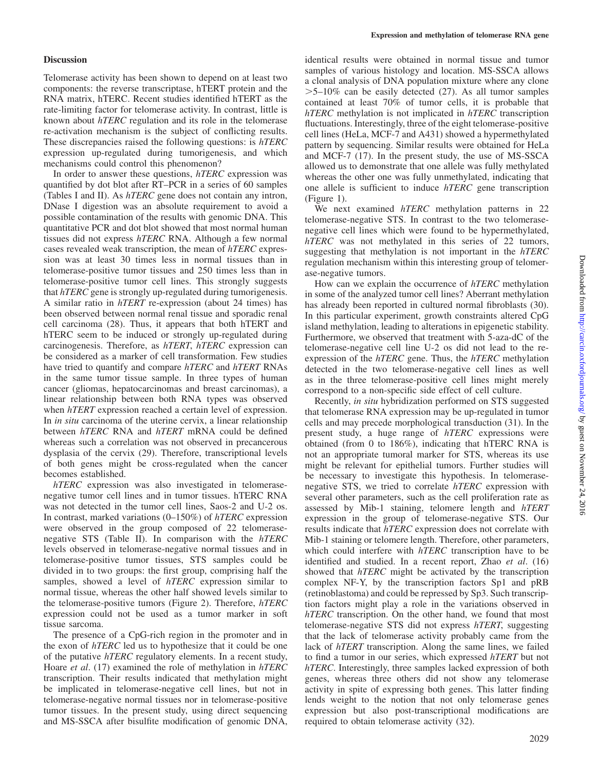## Discussion

Telomerase activity has been shown to depend on at least two components: the reverse transcriptase, hTERT protein and the RNA matrix, hTERC. Recent studies identified hTERT as the rate-limiting factor for telomerase activity. In contrast, little is known about *hTERC* regulation and its role in the telomerase re-activation mechanism is the subject of conflicting results. These discrepancies raised the following questions: is *hTERC* expression up-regulated during tumorigenesis, and which mechanisms could control this phenomenon?

In order to answer these questions, *hTERC* expression was quantified by dot blot after RT–PCR in a series of 60 samples (Tables I and II). As *hTERC* gene does not contain any intron, DNase I digestion was an absolute requirement to avoid a possible contamination of the results with genomic DNA. This quantitative PCR and dot blot showed that most normal human tissues did not express *hTERC* RNA. Although a few normal cases revealed weak transcription, the mean of *hTERC* expression was at least 30 times less in normal tissues than in telomerase-positive tumor tissues and 250 times less than in telomerase-positive tumor cell lines. This strongly suggests that *hTERC* gene is strongly up-regulated during tumorigenesis. A similar ratio in *hTERT* re-expression (about 24 times) has been observed between normal renal tissue and sporadic renal cell carcinoma (28). Thus, it appears that both hTERT and hTERC seem to be induced or strongly up-regulated during carcinogenesis. Therefore, as *hTERT*, *hTERC* expression can be considered as a marker of cell transformation. Few studies have tried to quantify and compare *hTERC* and *hTERT* RNAs in the same tumor tissue sample. In three types of human cancer (gliomas, hepatocarcinomas and breast carcinomas), a linear relationship between both RNA types was observed when *hTERT* expression reached a certain level of expression. In *in situ* carcinoma of the uterine cervix, a linear relationship between *hTERC* RNA and *hTERT* mRNA could be defined whereas such a correlation was not observed in precancerous dysplasia of the cervix (29). Therefore, transcriptional levels of both genes might be cross-regulated when the cancer becomes established.

*hTERC* expression was also investigated in telomerase-negative tumor cell lines and in tumor tissues. hTERC RNA was not detected in the tumor cell lines, Saos-2 and U-2 os. In contrast, marked variations (0–150%) of *hTERC* expression were observed in the group composed of 22 telomerase-negative STS (Table II). In comparison with the *hTERC* levels observed in telomerase-negative normal tissues and in telomerase-positive tumor tissues, STS samples could be divided in to two groups: the first group, comprising half the samples, showed a level of *hTERC* expression similar to normal tissue, whereas the other half showed levels similar to the telomerase-positive tumors (Figure 2). Therefore, *hTERC* expression could not be used as a tumor marker in soft tissue sarcoma.

The presence of a CpG-rich region in the promoter and in the exon of *hTERC* led us to hypothesize that it could be one of the putative *hTERC* regulatory elements. In a recent study, Hoare *et al*. (17) examined the role of methylation in *hTERC* transcription. Their results indicated that methylation might be implicated in telomerase-negative cell lines, but not in telomerase-negative normal tissues nor in telomerase-positive tumor tissues. In the present study, using direct sequencing and MS-SSCA after bisulfite modification of genomic DNA, identical results were obtained in normal tissue and tumor samples of various histology and location. MS-SSCA allows a clonal analysis of DNA population mixture where any clone >5–10% can be easily detected (27). As all tumor samples contained at least 70% of tumor cells, it is probable that *hTERC* methylation is not implicated in *hTERC* transcription fluctuations. Interestingly, three of the eight telomerase-positive cell lines (HeLa, MCF-7 and A431) showed a hypermethylated pattern by sequencing. Similar results were obtained for HeLa and MCF-7 (17). In the present study, the use of MS-SSCA allowed us to demonstrate that one allele was fully methylated whereas the other one was fully unmethylated, indicating that one allele is sufficient to induce *hTERC* gene transcription (Figure 1).

We next examined *hTERC* methylation patterns in 22 telomerase-negative STS. In contrast to the two telomerase-negative cell lines which were found to be hypermethylated, *hTERC* was not methylated in this series of 22 tumors, suggesting that methylation is not important in the *hTERC* regulation mechanism within this interesting group of telomerase-negative tumors.

How can we explain the occurrence of *hTERC* methylation in some of the analyzed tumor cell lines? Aberrant methylation has already been reported in cultured normal fibroblasts (30). In this particular experiment, growth constraints altered CpG island methylation, leading to alterations in epigenetic stability. Furthermore, we observed that treatment with 5-aza-dC of the telomerase-negative cell line U-2 os did not lead to the re-expression of the *hTERC* gene. Thus, the *hTERC* methylation detected in the two telomerase-negative cell lines as well as in the three telomerase-positive cell lines might merely correspond to a non-specific side effect of cell culture.

Recently, *in situ* hybridization performed on STS suggested that telomerase RNA expression may be up-regulated in tumor cells and may precede morphological transduction (31). In the present study, a huge range of *hTERC* expressions were obtained (from 0 to 186%), indicating that hTERC RNA is not an appropriate tumoral marker for STS, whereas its use might be relevant for epithelial tumors. Further studies will be necessary to investigate this hypothesis. In telomerase-negative STS, we tried to correlate *hTERC* expression with several other parameters, such as the cell proliferation rate as assessed by Mib-1 staining, telomere length and *hTERT* expression in the group of telomerase-negative STS. Our results indicate that *hTERC* expression does not correlate with Mib-1 staining or telomere length. Therefore, other parameters, which could interfere with *hTERC* transcription have to be identified and studied. In a recent report, Zhao *et al*. (16) showed that *hTERC* might be activated by the transcription complex NF-Y, by the transcription factors Sp1 and pRB (retinoblastoma) and could be repressed by Sp3. Such transcription factors might play a role in the variations observed in *hTERC* transcription. On the other hand, we found that most telomerase-negative STS did not express *hTERT*, suggesting that the lack of telomerase activity probably came from the lack of *hTERT* transcription. Along the same lines, we failed to find a tumor in our series, which expressed *hTERT* but not *hTERC*. Interestingly, three samples lacked expression of both genes, whereas three others did not show any telomerase activity in spite of expressing both genes. This latter finding lends weight to the notion that not only telomerase genes expression but also post-transcriptional modifications are required to obtain telomerase activity (32).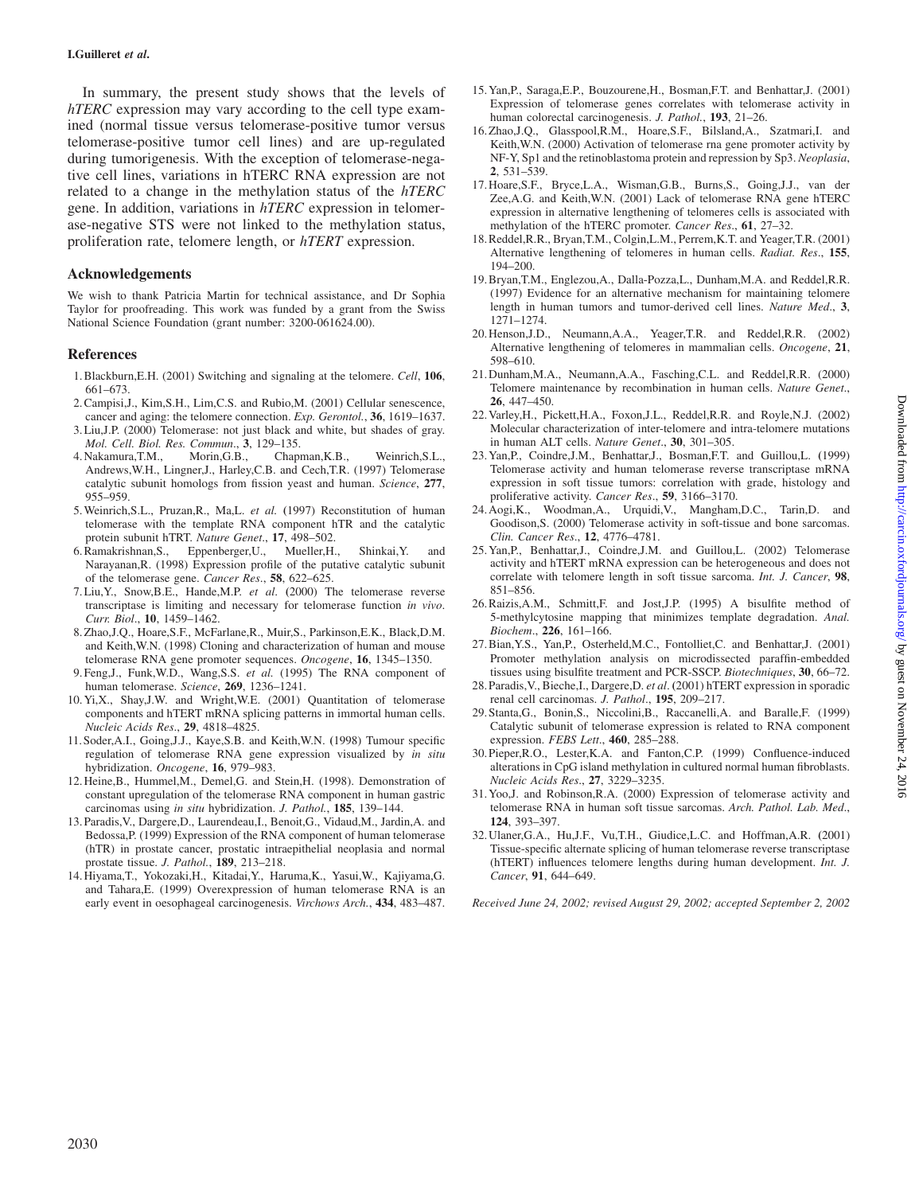In summary, the present study shows that the levels of *hTERC* expression may vary according to the cell type examined (normal tissue versus telomerase-positive tumor versus telomerase-positive tumor cell lines) and are up-regulated during tumorigenesis. With the exception of telomerase-negative cell lines, variations in hTERC RNA expression are not related to a change in the methylation status of the *hTERC* gene. In addition, variations in *hTERC* expression in telomerase-negative STS were not linked to the methylation status, proliferation rate, telomere length, or *hTERT* expression.

## Acknowledgements

We wish to thank Patricia Martin for technical assistance, and Dr Sophia Taylor for proofreading. This work was funded by a grant from the Swiss National Science Foundation (grant number: 3200-061624.00).

## References

1. Blackburn,E.H. (2001) Switching and signaling at the telomere. *Cell*, **106**, 661–673.
2. Campisi,J., Kim,S.H., Lim,C.S. and Rubio,M. (2001) Cellular senescence, cancer and aging: the telomere connection. *Exp. Gerontol.*, **36**, 1619–1637.
3. Liu,J.P. (2000) Telomerase: not just black and white, but shades of gray. *Mol. Cell. Biol. Res. Commun*., **3**, 129–135.
4. Nakamura,T.M., Morin,G.B., Chapman,K.B., Weinrich,S.L., Andrews,W.H., Lingner,J., Harley,C.B. and Cech,T.R. (1997) Telomerase catalytic subunit homologs from fission yeast and human. *Science*, **277**, 955–959.
5. Weinrich,S.L., Pruzan,R., Ma,L. *et al.* (1997) Reconstitution of human telomerase with the template RNA component hTR and the catalytic protein subunit hTRT. *Nature Genet*., **17**, 498–502.
6. Ramakrishnan,S., Eppenberger,U., Mueller,H., Shinkai,Y. and Narayanan,R. (1998) Expression profile of the putative catalytic subunit of the telomerase gene. *Cancer Res*., **58**, 622–625.
7. Liu,Y., Snow,B.E., Hande,M.P. *et al*. (2000) The telomerase reverse transcriptase is limiting and necessary for telomerase function *in vivo*. *Curr. Biol*., **10**, 1459–1462.
8. Zhao,J.Q., Hoare,S.F., McFarlane,R., Muir,S., Parkinson,E.K., Black,D.M. and Keith,W.N. (1998) Cloning and characterization of human and mouse telomerase RNA gene promoter sequences. *Oncogene*, **16**, 1345–1350.
9. Feng,J., Funk,W.D., Wang,S.S. *et al.* (1995) The RNA component of human telomerase. *Science*, **269**, 1236–1241.
10. Yi,X., Shay,J.W. and Wright,W.E. (2001) Quantitation of telomerase components and hTERT mRNA splicing patterns in immortal human cells. *Nucleic Acids Res*., **29**, 4818–4825.
11. Soder,A.I., Going,J.J., Kaye,S.B. and Keith,W.N. (1998) Tumour specific regulation of telomerase RNA gene expression visualized by *in situ* hybridization. *Oncogene*, **16**, 979–983.
12. Heine,B., Hummel,M., Demel,G. and Stein,H. (1998). Demonstration of constant upregulation of the telomerase RNA component in human gastric carcinomas using *in situ* hybridization. *J. Pathol.*, **185**, 139–144.
13. Paradis,V., Dargere,D., Laurendeau,I., Benoit,G., Vidaud,M., Jardin,A. and Bedossa,P. (1999) Expression of the RNA component of human telomerase (hTR) in prostate cancer, prostatic intraepithelial neoplasia and normal prostate tissue. *J. Pathol.*, **189**, 213–218.
14. Hiyama,T., Yokozaki,H., Kitadai,Y., Haruma,K., Yasui,W., Kajiyama,G. and Tahara,E. (1999) Overexpression of human telomerase RNA is an early event in oesophageal carcinogenesis. *Virchows Arch.*, **434**, 483–487.
15. Yan,P., Saraga,E.P., Bouzourene,H., Bosman,F.T. and Benhattar,J. (2001) Expression of telomerase genes correlates with telomerase activity in human colorectal carcinogenesis. *J. Pathol.*, **193**, 21–26.
16. Zhao,J.Q., Glasspool,R.M., Hoare,S.F., Bilsland,A., Szatmari,I. and Keith,W.N. (2000) Activation of telomerase rna gene promoter activity by NF-Y, Sp1 and the retinoblastoma protein and repression by Sp3. *Neoplasia*, **2**, 531–539.
17. Hoare,S.F., Bryce,L.A., Wisman,G.B., Burns,S., Going,J.J., van der Zee,A.G. and Keith,W.N. (2001) Lack of telomerase RNA gene hTERC expression in alternative lengthening of telomeres cells is associated with methylation of the hTERC promoter. *Cancer Res*., **61**, 27–32.
18. Reddel,R.R., Bryan,T.M., Colgin,L.M., Perrem,K.T. and Yeager,T.R. (2001) Alternative lengthening of telomeres in human cells. *Radiat. Res*., **155**, 194–200.
19. Bryan,T.M., Englezou,A., Dalla-Pozza,L., Dunham,M.A. and Reddel,R.R. (1997) Evidence for an alternative mechanism for maintaining telomere length in human tumors and tumor-derived cell lines. *Nature Med*., **3**, 1271–1274.
20. Henson,J.D., Neumann,A.A., Yeager,T.R. and Reddel,R.R. (2002) Alternative lengthening of telomeres in mammalian cells. *Oncogene*, **21**, 598–610.
21. Dunham,M.A., Neumann,A.A., Fasching,C.L. and Reddel,R.R. (2000) Telomere maintenance by recombination in human cells. *Nature Genet*., **26**, 447–450.
22. Varley,H., Pickett,H.A., Foxon,J.L., Reddel,R.R. and Royle,N.J. (2002) Molecular characterization of inter-telomere and intra-telomere mutations in human ALT cells. *Nature Genet*., **30**, 301–305.
23. Yan,P., Coindre,J.M., Benhattar,J., Bosman,F.T. and Guillou,L. (1999) Telomerase activity and human telomerase reverse transcriptase mRNA expression in soft tissue tumors: correlation with grade, histology and proliferative activity. *Cancer Res*., **59**, 3166–3170.
24. Aogi,K., Woodman,A., Urquidi,V., Mangham,D.C., Tarin,D. and Goodison,S. (2000) Telomerase activity in soft-tissue and bone sarcomas. *Clin. Cancer Res*., **12**, 4776–4781.
25. Yan,P., Benhattar,J., Coindre,J.M. and Guillou,L. (2002) Telomerase activity and hTERT mRNA expression can be heterogeneous and does not correlate with telomere length in soft tissue sarcoma. *Int. J. Cancer*, **98**, 851–856.
26. Raizis,A.M., Schmitt,F. and Jost,J.P. (1995) A bisulfite method of 5-methylcytosine mapping that minimizes template degradation. *Anal. Biochem*., **226**, 161–166.
27. Bian,Y.S., Yan,P., Osterheld,M.C., Fontolliet,C. and Benhattar,J. (2001) Promoter methylation analysis on microdissected paraffin-embedded tissues using bisulfite treatment and PCR-SSCP. *Biotechniques*, **30**, 66–72.
28. Paradis,V., Bieche,I., Dargere,D. *et al*. (2001) hTERT expression in sporadic renal cell carcinomas. *J. Pathol*., **195**, 209–217.
29. Stanta,G., Bonin,S., Niccolini,B., Raccanelli,A. and Baralle,F. (1999) Catalytic subunit of telomerase expression is related to RNA component expression. *FEBS Lett*., **460**, 285–288.
30. Pieper,R.O., Lester,K.A. and Fanton,C.P. (1999) Confluence-induced alterations in CpG island methylation in cultured normal human fibroblasts. *Nucleic Acids Res*., **27**, 3229–3235.
31. Yoo,J. and Robinson,R.A. (2000) Expression of telomerase activity and telomerase RNA in human soft tissue sarcomas. *Arch. Pathol. Lab. Med*., **124**, 393–397.
32. Ulaner,G.A., Hu,J.F., Vu,T.H., Giudice,L.C. and Hoffman,A.R. (2001) Tissue-specific alternate splicing of human telomerase reverse transcriptase (hTERT) influences telomere lengths during human development. *Int. J. Cancer*, **91**, 644–649.

*Received June 24, 2002; revised August 29, 2002; accepted September 2, 2002*